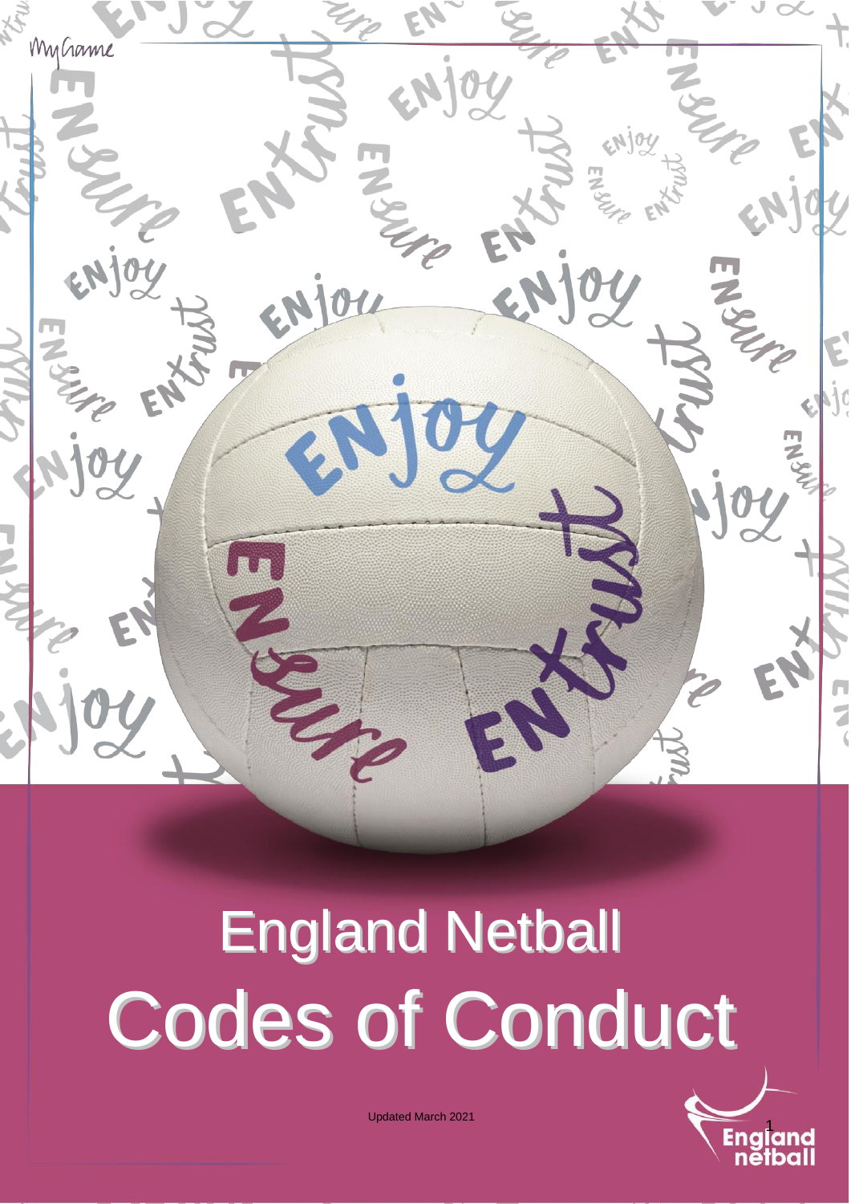# England Netball

# Codes of Conduct

Updated March 2021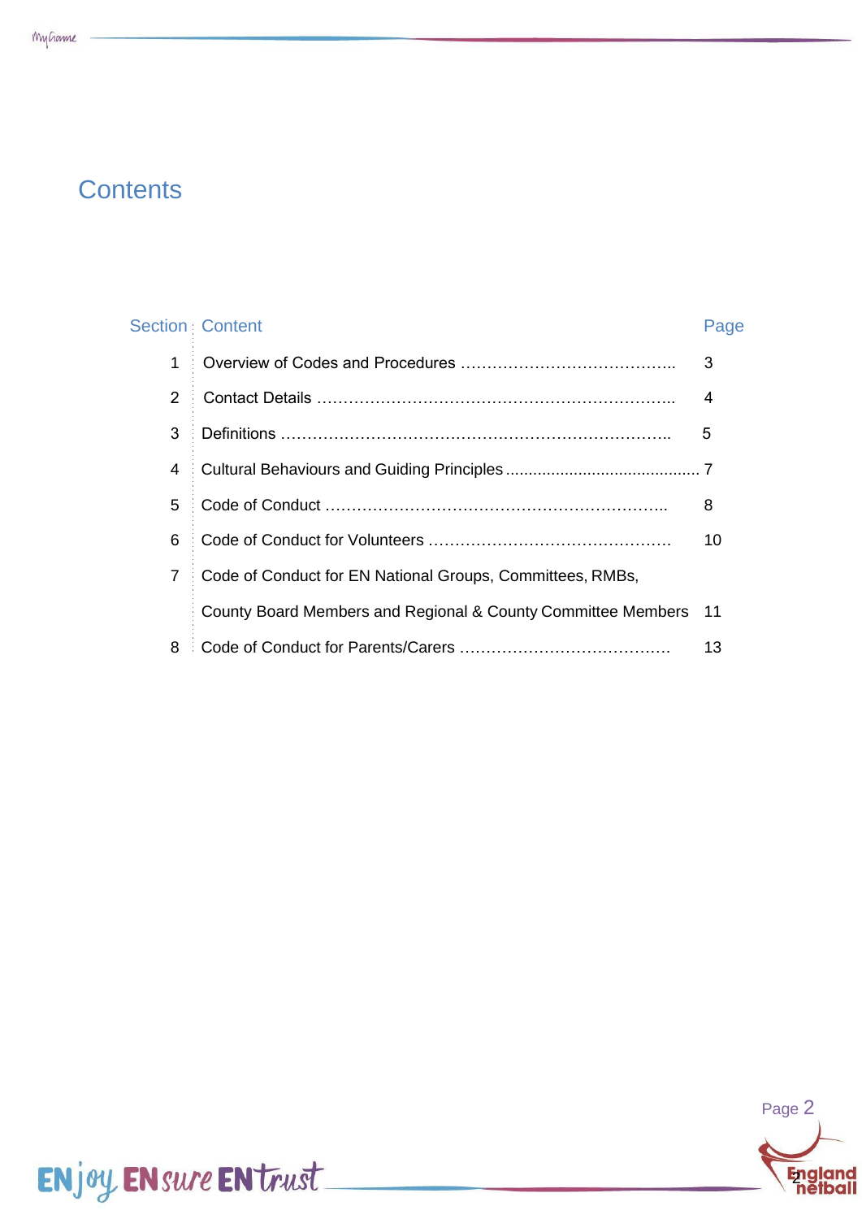# Contents

| Section | Content | Page |
|---|---|---|
| 1 | Overview of Codes and Procedures | 3 |
| 2 | Contact Details | 4 |
| 3 | Definitions | 5 |
| 4 | Cultural Behaviours and Guiding Principles | 7 |
| 5 | Code of Conduct | 8 |
| 6 | Code of Conduct for Volunteers | 10 |
| 7 | Code of Conduct for EN National Groups, Committees, RMBs, County Board Members and Regional & County Committee Members | 11 |
| 8 | Code of Conduct for Parents/Carers | 13 |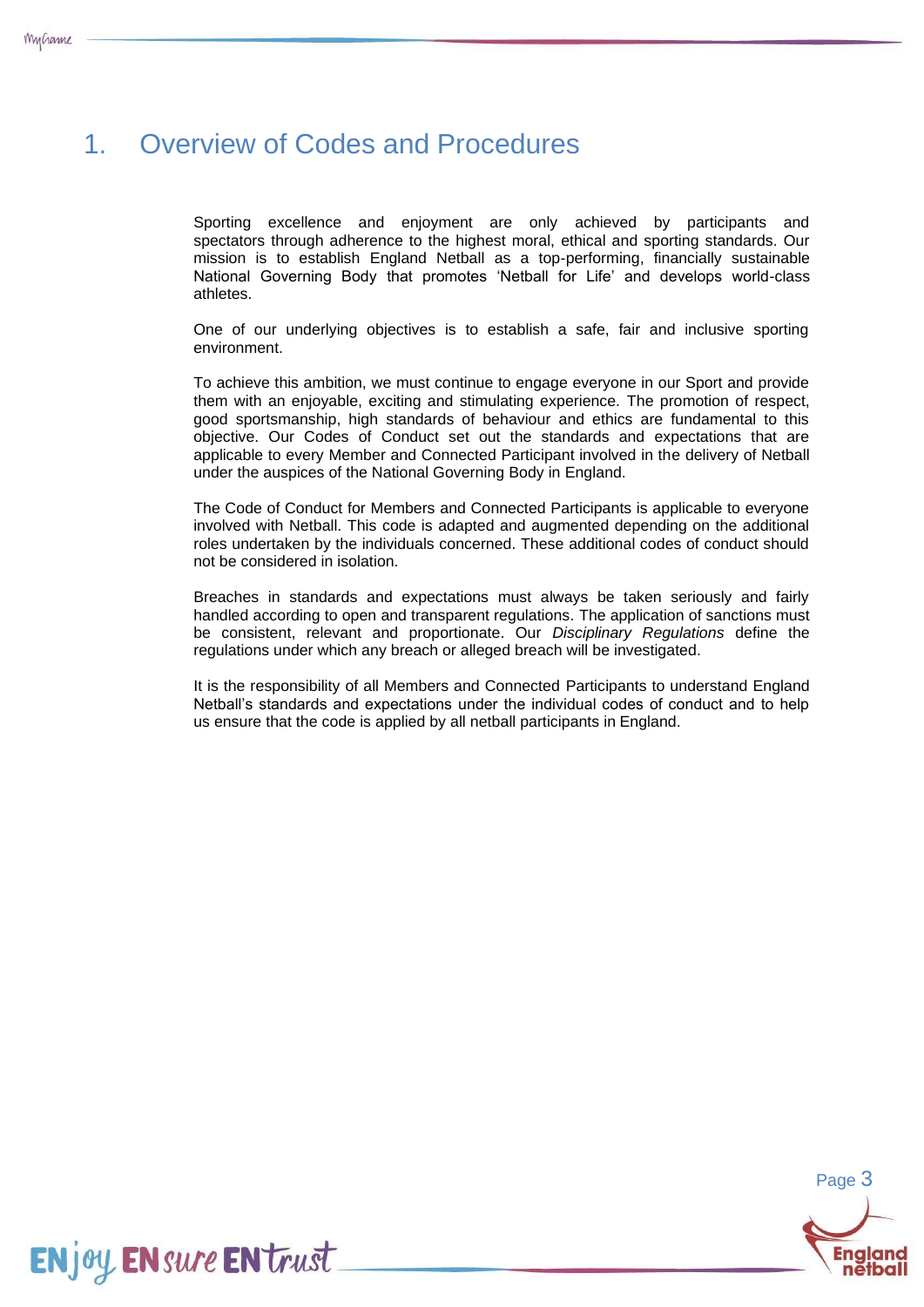# 1. Overview of Codes and Procedures

Sporting excellence and enjoyment are only achieved by participants and spectators through adherence to the highest moral, ethical and sporting standards. Our mission is to establish England Netball as a top-performing, financially sustainable National Governing Body that promotes 'Netball for Life' and develops world-class athletes.

One of our underlying objectives is to establish a safe, fair and inclusive sporting environment.

To achieve this ambition, we must continue to engage everyone in our Sport and provide them with an enjoyable, exciting and stimulating experience. The promotion of respect, good sportsmanship, high standards of behaviour and ethics are fundamental to this objective. Our Codes of Conduct set out the standards and expectations that are applicable to every Member and Connected Participant involved in the delivery of Netball under the auspices of the National Governing Body in England.

The Code of Conduct for Members and Connected Participants is applicable to everyone involved with Netball. This code is adapted and augmented depending on the additional roles undertaken by the individuals concerned. These additional codes of conduct should not be considered in isolation.

Breaches in standards and expectations must always be taken seriously and fairly handled according to open and transparent regulations. The application of sanctions must be consistent, relevant and proportionate. Our *Disciplinary Regulations* define the regulations under which any breach or alleged breach will be investigated.

It is the responsibility of all Members and Connected Participants to understand England Netball's standards and expectations under the individual codes of conduct and to help us ensure that the code is applied by all netball participants in England.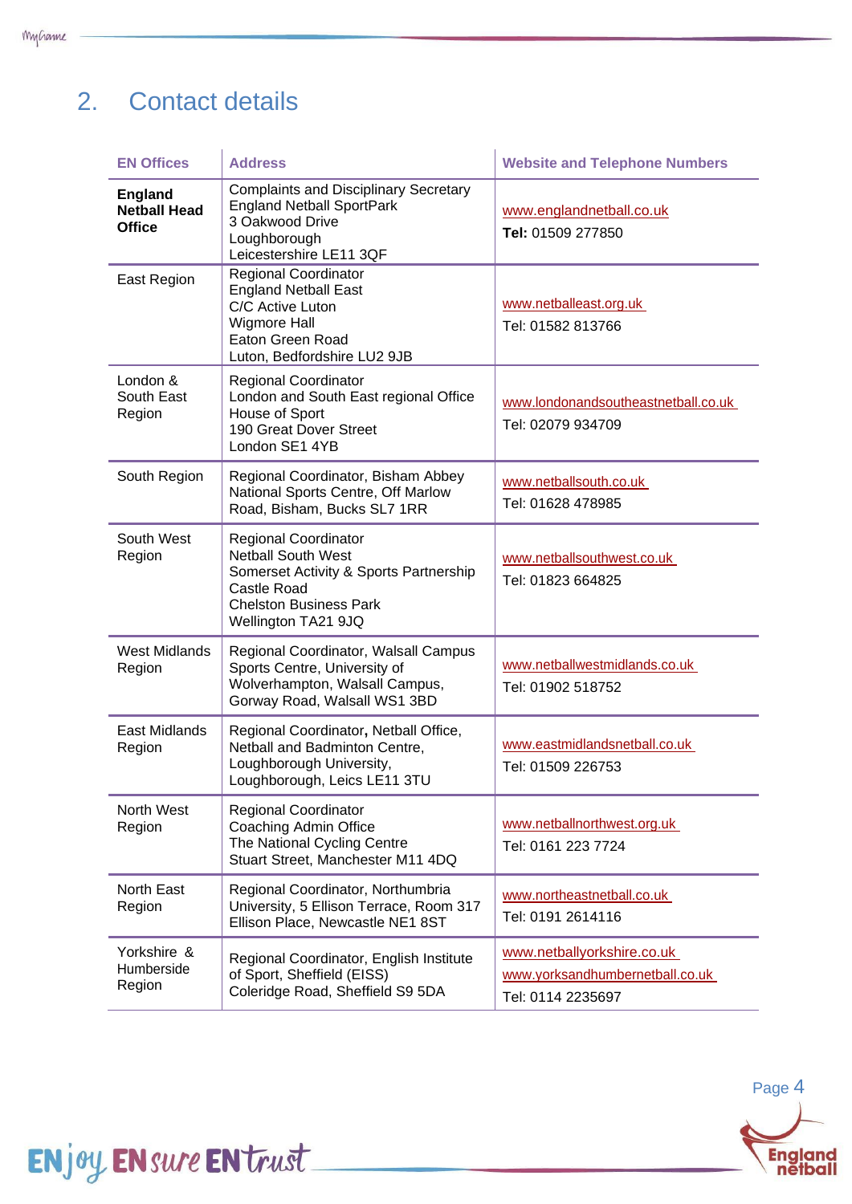## 2. Contact details

| EN Offices | Address | Website and Telephone Numbers |
|---|---|---|
| **England Netball Head Office** | Complaints and Disciplinary Secretary<br>England Netball SportPark<br>3 Oakwood Drive<br>Loughborough<br>Leicestershire LE11 3QF | www.englandnetball.co.uk<br>**Tel:** 01509 277850 |
| East Region | Regional Coordinator<br>England Netball East<br>C/C Active Luton<br>Wigmore Hall<br>Eaton Green Road<br>Luton, Bedfordshire LU2 9JB | www.netballeast.org.uk<br>Tel: 01582 813766 |
| London & South East Region | Regional Coordinator<br>London and South East regional Office<br>House of Sport<br>190 Great Dover Street<br>London SE1 4YB | www.londonandsoutheastnetball.co.uk<br>Tel: 02079 934709 |
| South Region | Regional Coordinator, Bisham Abbey National Sports Centre, Off Marlow Road, Bisham, Bucks SL7 1RR | www.netballsouth.co.uk<br>Tel: 01628 478985 |
| South West Region | Regional Coordinator<br>Netball South West<br>Somerset Activity & Sports Partnership<br>Castle Road<br>Chelston Business Park<br>Wellington TA21 9JQ | www.netballsouthwest.co.uk<br>Tel: 01823 664825 |
| West Midlands Region | Regional Coordinator, Walsall Campus Sports Centre, University of Wolverhampton, Walsall Campus, Gorway Road, Walsall WS1 3BD | www.netballwestmidlands.co.uk<br>Tel: 01902 518752 |
| East Midlands Region | Regional Coordinator**,** Netball Office, Netball and Badminton Centre, Loughborough University, Loughborough, Leics LE11 3TU | www.eastmidlandsnetball.co.uk<br>Tel: 01509 226753 |
| North West Region | Regional Coordinator<br>Coaching Admin Office<br>The National Cycling Centre<br>Stuart Street, Manchester M11 4DQ | www.netballnorthwest.org.uk<br>Tel: 0161 223 7724 |
| North East Region | Regional Coordinator, Northumbria University, 5 Ellison Terrace, Room 317 Ellison Place, Newcastle NE1 8ST | www.northeastnetball.co.uk<br>Tel: 0191 2614116 |
| Yorkshire & Humberside Region | Regional Coordinator, English Institute of Sport, Sheffield (EISS)<br>Coleridge Road, Sheffield S9 5DA | www.netballyorkshire.co.uk<br>www.yorksandhumbernetball.co.uk<br>Tel: 0114 2235697 |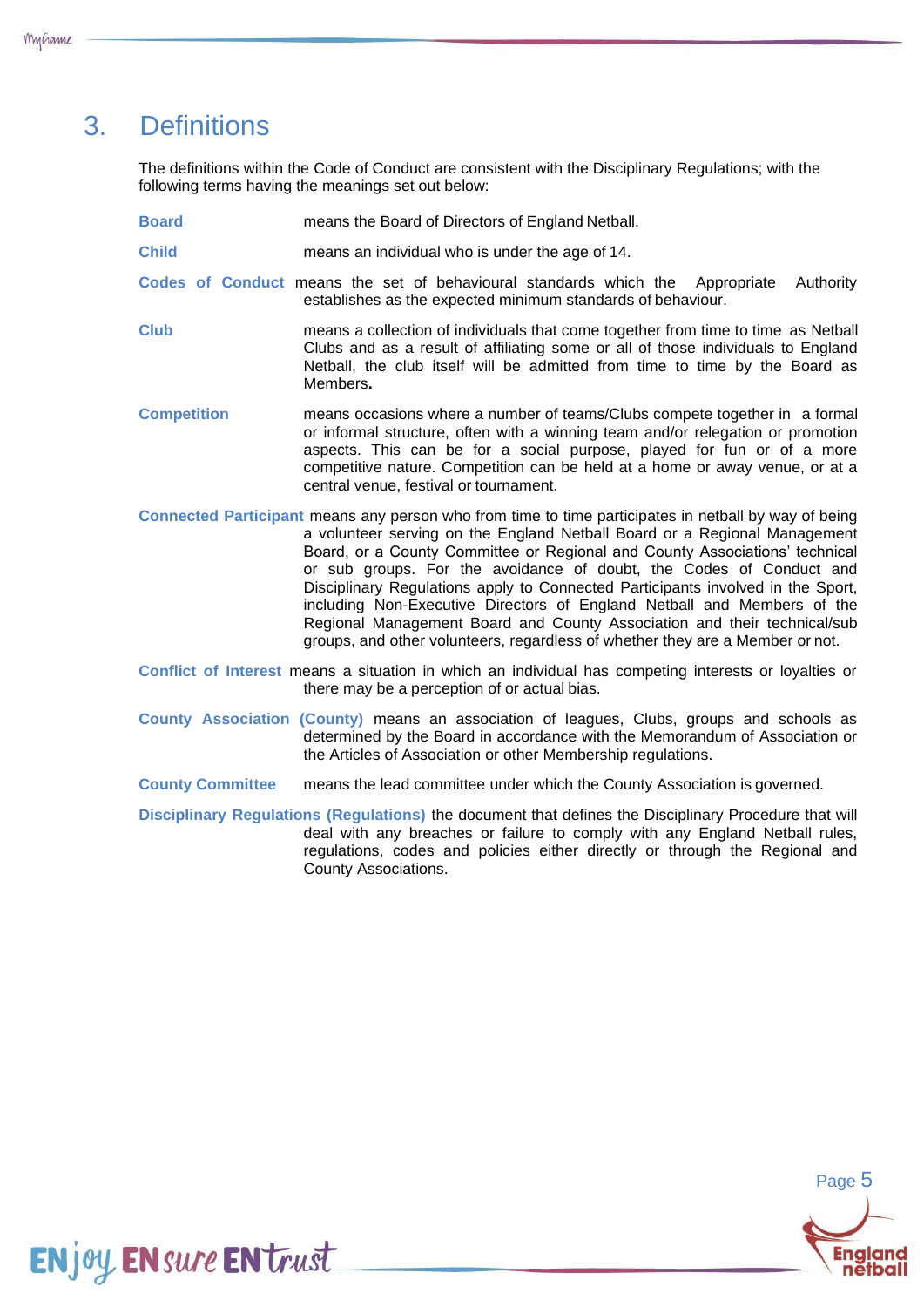# 3. Definitions

The definitions within the Code of Conduct are consistent with the Disciplinary Regulations; with the following terms having the meanings set out below:

**Board** means the Board of Directors of England Netball.

**Child** means an individual who is under the age of 14.

**Codes of Conduct** means the set of behavioural standards which the Appropriate Authority establishes as the expected minimum standards of behaviour.

**Club** means a collection of individuals that come together from time to time as Netball Clubs and as a result of affiliating some or all of those individuals to England Netball, the club itself will be admitted from time to time by the Board as Members**.**

**Competition** means occasions where a number of teams/Clubs compete together in a formal or informal structure, often with a winning team and/or relegation or promotion aspects. This can be for a social purpose, played for fun or of a more competitive nature. Competition can be held at a home or away venue, or at a central venue, festival or tournament.

**Connected Participant** means any person who from time to time participates in netball by way of being a volunteer serving on the England Netball Board or a Regional Management Board, or a County Committee or Regional and County Associations' technical or sub groups. For the avoidance of doubt, the Codes of Conduct and Disciplinary Regulations apply to Connected Participants involved in the Sport, including Non-Executive Directors of England Netball and Members of the Regional Management Board and County Association and their technical/sub groups, and other volunteers, regardless of whether they are a Member or not.

**Conflict of Interest** means a situation in which an individual has competing interests or loyalties or there may be a perception of or actual bias.

**County Association (County)** means an association of leagues, Clubs, groups and schools as determined by the Board in accordance with the Memorandum of Association or the Articles of Association or other Membership regulations.

**County Committee** means the lead committee under which the County Association is governed.

**Disciplinary Regulations (Regulations)** the document that defines the Disciplinary Procedure that will deal with any breaches or failure to comply with any England Netball rules, regulations, codes and policies either directly or through the Regional and County Associations.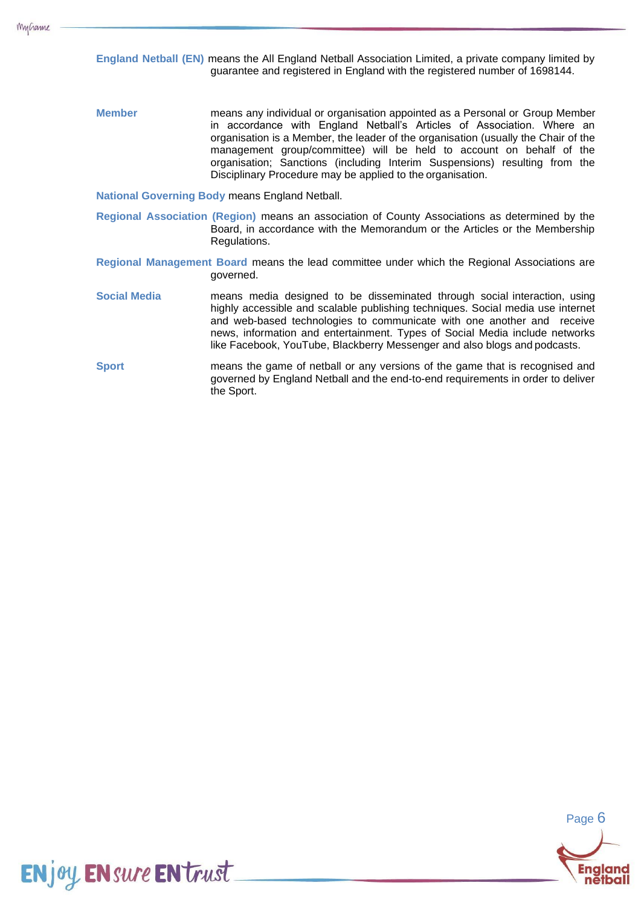**England Netball (EN)** means the All England Netball Association Limited, a private company limited by guarantee and registered in England with the registered number of 1698144.

**Member** means any individual or organisation appointed as a Personal or Group Member in accordance with England Netball's Articles of Association. Where an organisation is a Member, the leader of the organisation (usually the Chair of the management group/committee) will be held to account on behalf of the organisation; Sanctions (including Interim Suspensions) resulting from the Disciplinary Procedure may be applied to the organisation.

**National Governing Body** means England Netball.

**Regional Association (Region)** means an association of County Associations as determined by the Board, in accordance with the Memorandum or the Articles or the Membership Regulations.

**Regional Management Board** means the lead committee under which the Regional Associations are governed.

**Social Media** means media designed to be disseminated through social interaction, using highly accessible and scalable publishing techniques. Social media use internet and web-based technologies to communicate with one another and receive news, information and entertainment. Types of Social Media include networks like Facebook, YouTube, Blackberry Messenger and also blogs and podcasts.

**Sport** means the game of netball or any versions of the game that is recognised and governed by England Netball and the end-to-end requirements in order to deliver the Sport.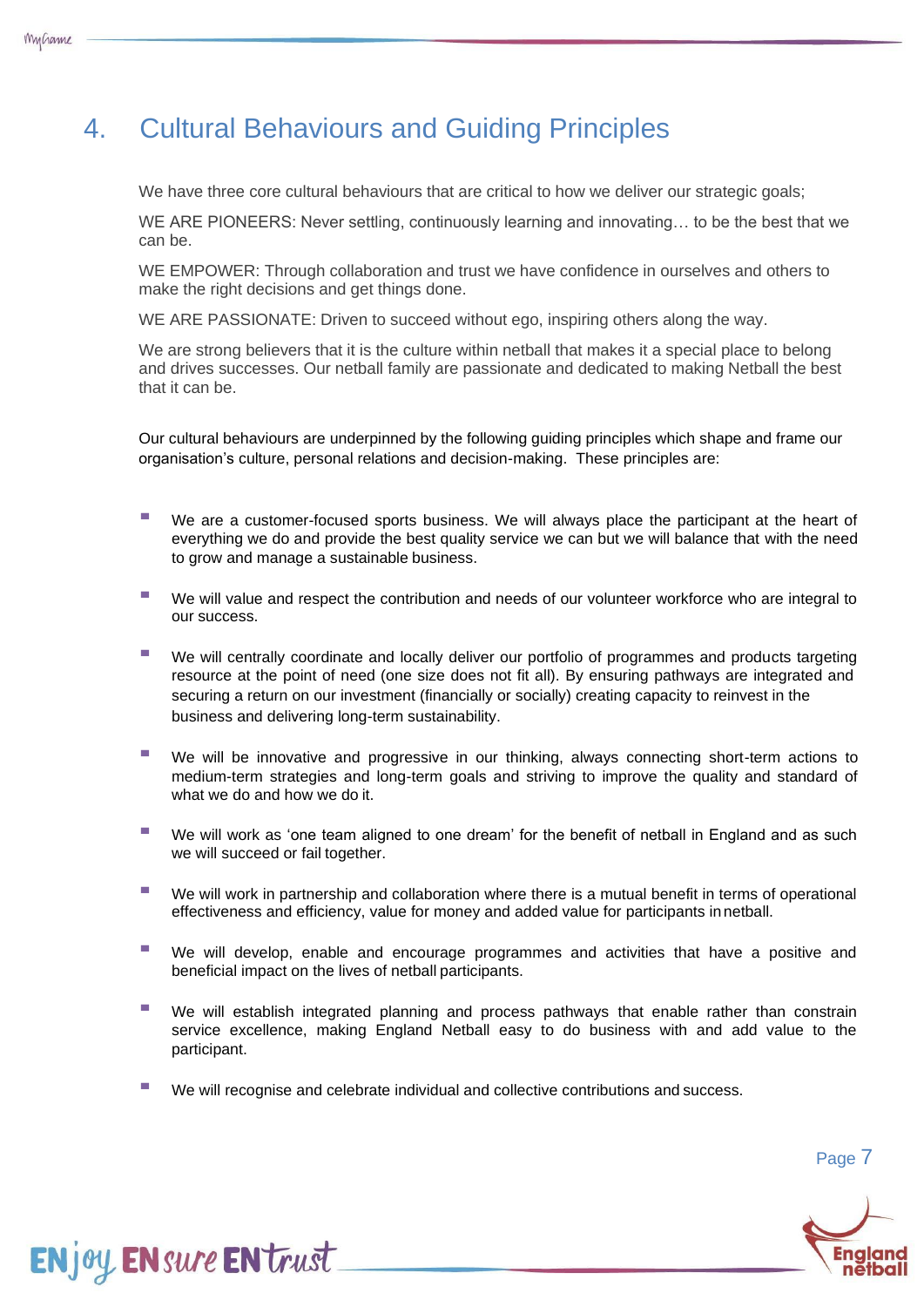# 4. Cultural Behaviours and Guiding Principles

We have three core cultural behaviours that are critical to how we deliver our strategic goals;

WE ARE PIONEERS: Never settling, continuously learning and innovating… to be the best that we can be.

WE EMPOWER: Through collaboration and trust we have confidence in ourselves and others to make the right decisions and get things done.

WE ARE PASSIONATE: Driven to succeed without ego, inspiring others along the way.

We are strong believers that it is the culture within netball that makes it a special place to belong and drives successes. Our netball family are passionate and dedicated to making Netball the best that it can be.

Our cultural behaviours are underpinned by the following guiding principles which shape and frame our organisation's culture, personal relations and decision-making. These principles are:

- We are a customer-focused sports business. We will always place the participant at the heart of everything we do and provide the best quality service we can but we will balance that with the need to grow and manage a sustainable business.
- We will value and respect the contribution and needs of our volunteer workforce who are integral to our success.
- We will centrally coordinate and locally deliver our portfolio of programmes and products targeting resource at the point of need (one size does not fit all). By ensuring pathways are integrated and securing a return on our investment (financially or socially) creating capacity to reinvest in the business and delivering long-term sustainability.
- We will be innovative and progressive in our thinking, always connecting short-term actions to medium-term strategies and long-term goals and striving to improve the quality and standard of what we do and how we do it.
- We will work as 'one team aligned to one dream' for the benefit of netball in England and as such we will succeed or fail together.
- We will work in partnership and collaboration where there is a mutual benefit in terms of operational effectiveness and efficiency, value for money and added value for participants in netball.
- We will develop, enable and encourage programmes and activities that have a positive and beneficial impact on the lives of netball participants.
- We will establish integrated planning and process pathways that enable rather than constrain service excellence, making England Netball easy to do business with and add value to the participant.
- We will recognise and celebrate individual and collective contributions and success.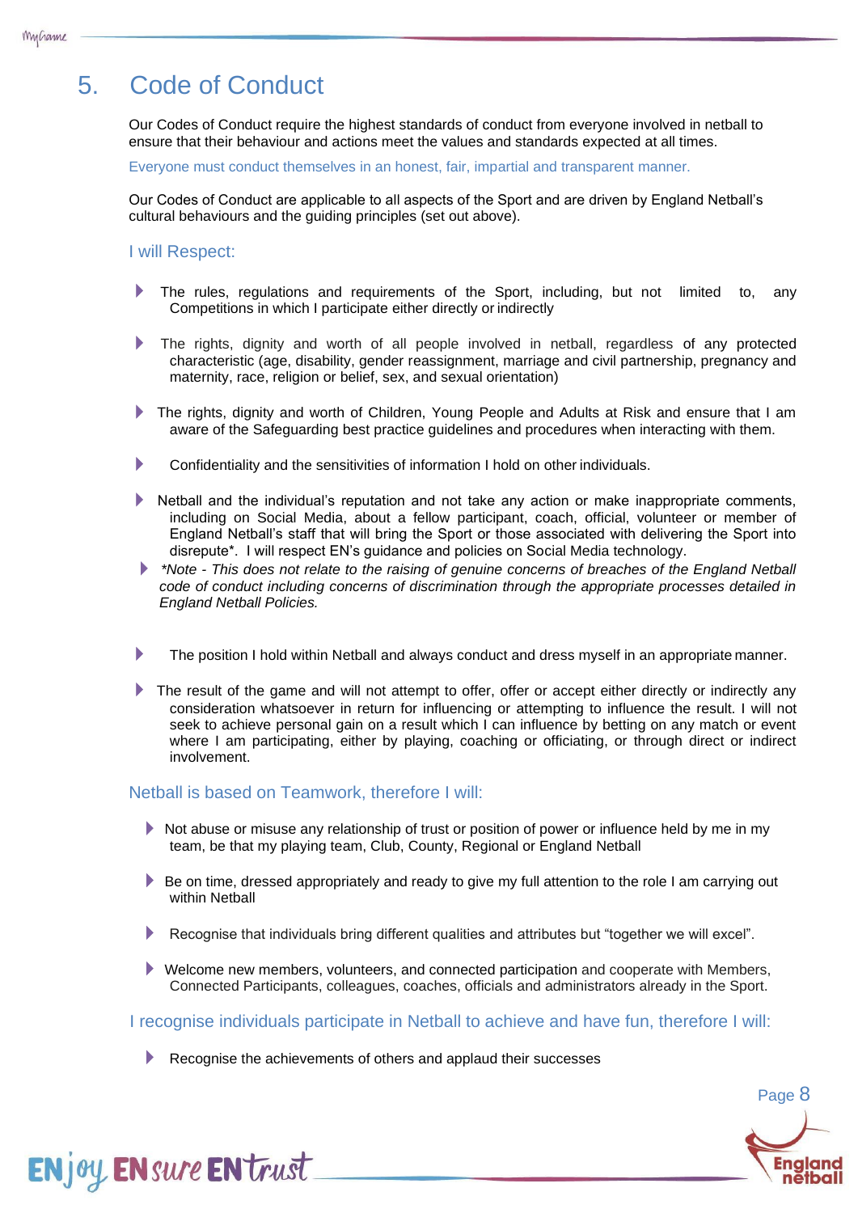# 5. Code of Conduct

Our Codes of Conduct require the highest standards of conduct from everyone involved in netball to ensure that their behaviour and actions meet the values and standards expected at all times.

Everyone must conduct themselves in an honest, fair, impartial and transparent manner.

Our Codes of Conduct are applicable to all aspects of the Sport and are driven by England Netball's cultural behaviours and the guiding principles (set out above).

## I will Respect:

- The rules, regulations and requirements of the Sport, including, but not limited to, any Competitions in which I participate either directly or indirectly
- The rights, dignity and worth of all people involved in netball, regardless of any protected characteristic (age, disability, gender reassignment, marriage and civil partnership, pregnancy and maternity, race, religion or belief, sex, and sexual orientation)
- The rights, dignity and worth of Children, Young People and Adults at Risk and ensure that I am aware of the Safeguarding best practice guidelines and procedures when interacting with them.
- Confidentiality and the sensitivities of information I hold on other individuals.
- Netball and the individual's reputation and not take any action or make inappropriate comments, including on Social Media, about a fellow participant, coach, official, volunteer or member of England Netball's staff that will bring the Sport or those associated with delivering the Sport into disrepute*. I will respect EN's guidance and policies on Social Media technology.
- *\*Note - This does not relate to the raising of genuine concerns of breaches of the England Netball code of conduct including concerns of discrimination through the appropriate processes detailed in England Netball Policies.*
- The position I hold within Netball and always conduct and dress myself in an appropriate manner.
- The result of the game and will not attempt to offer, offer or accept either directly or indirectly any consideration whatsoever in return for influencing or attempting to influence the result. I will not seek to achieve personal gain on a result which I can influence by betting on any match or event where I am participating, either by playing, coaching or officiating, or through direct or indirect involvement.

## Netball is based on Teamwork, therefore I will:

- Not abuse or misuse any relationship of trust or position of power or influence held by me in my team, be that my playing team, Club, County, Regional or England Netball
- Be on time, dressed appropriately and ready to give my full attention to the role I am carrying out within Netball
- Recognise that individuals bring different qualities and attributes but "together we will excel".
- Welcome new members, volunteers, and connected participation and cooperate with Members, Connected Participants, colleagues, coaches, officials and administrators already in the Sport.

## I recognise individuals participate in Netball to achieve and have fun, therefore I will:

- Recognise the achievements of others and applaud their successes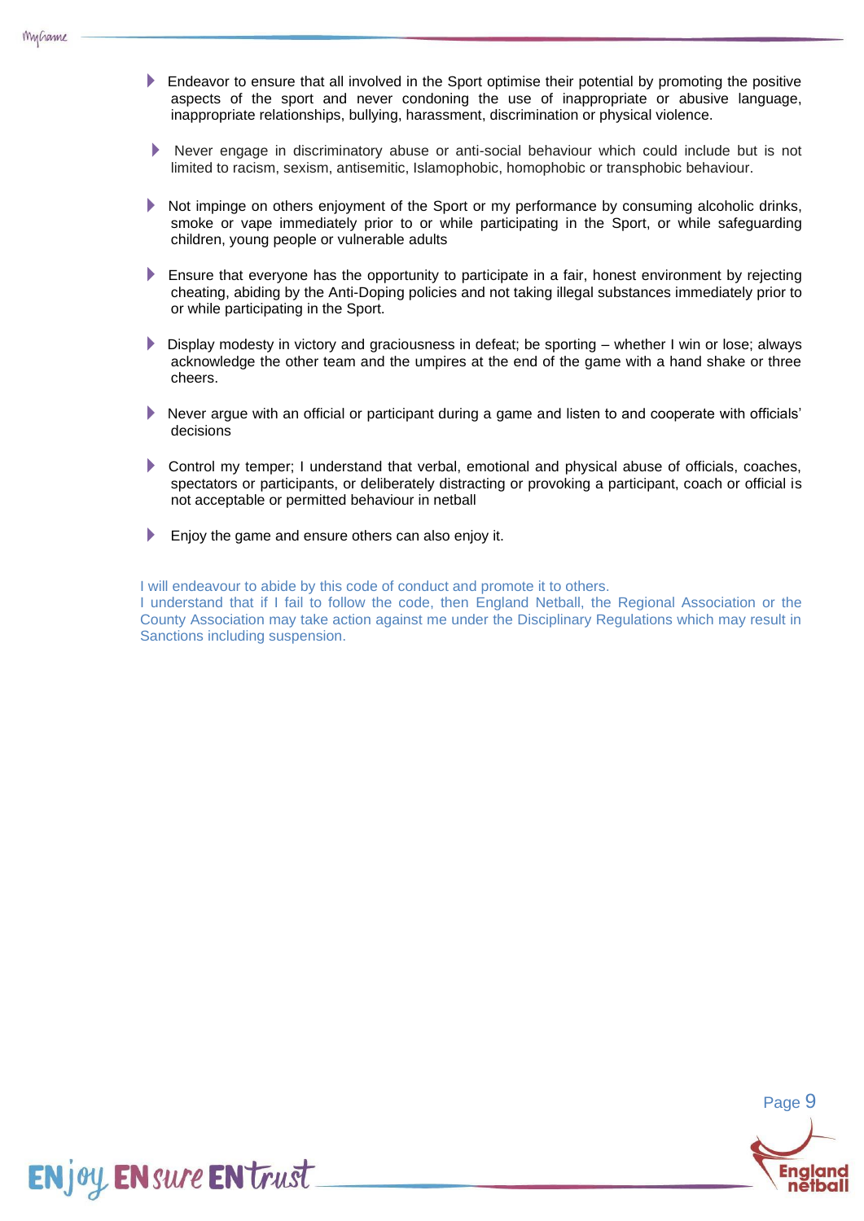- Endeavor to ensure that all involved in the Sport optimise their potential by promoting the positive aspects of the sport and never condoning the use of inappropriate or abusive language, inappropriate relationships, bullying, harassment, discrimination or physical violence.
- Never engage in discriminatory abuse or anti-social behaviour which could include but is not limited to racism, sexism, antisemitic, Islamophobic, homophobic or transphobic behaviour.
- Not impinge on others enjoyment of the Sport or my performance by consuming alcoholic drinks, smoke or vape immediately prior to or while participating in the Sport, or while safeguarding children, young people or vulnerable adults
- Ensure that everyone has the opportunity to participate in a fair, honest environment by rejecting cheating, abiding by the Anti-Doping policies and not taking illegal substances immediately prior to or while participating in the Sport.
- Display modesty in victory and graciousness in defeat; be sporting – whether I win or lose; always acknowledge the other team and the umpires at the end of the game with a hand shake or three cheers.
- Never argue with an official or participant during a game and listen to and cooperate with officials' decisions
- Control my temper; I understand that verbal, emotional and physical abuse of officials, coaches, spectators or participants, or deliberately distracting or provoking a participant, coach or official is not acceptable or permitted behaviour in netball
- Enjoy the game and ensure others can also enjoy it.

I will endeavour to abide by this code of conduct and promote it to others.
I understand that if I fail to follow the code, then England Netball, the Regional Association or the County Association may take action against me under the Disciplinary Regulations which may result in Sanctions including suspension.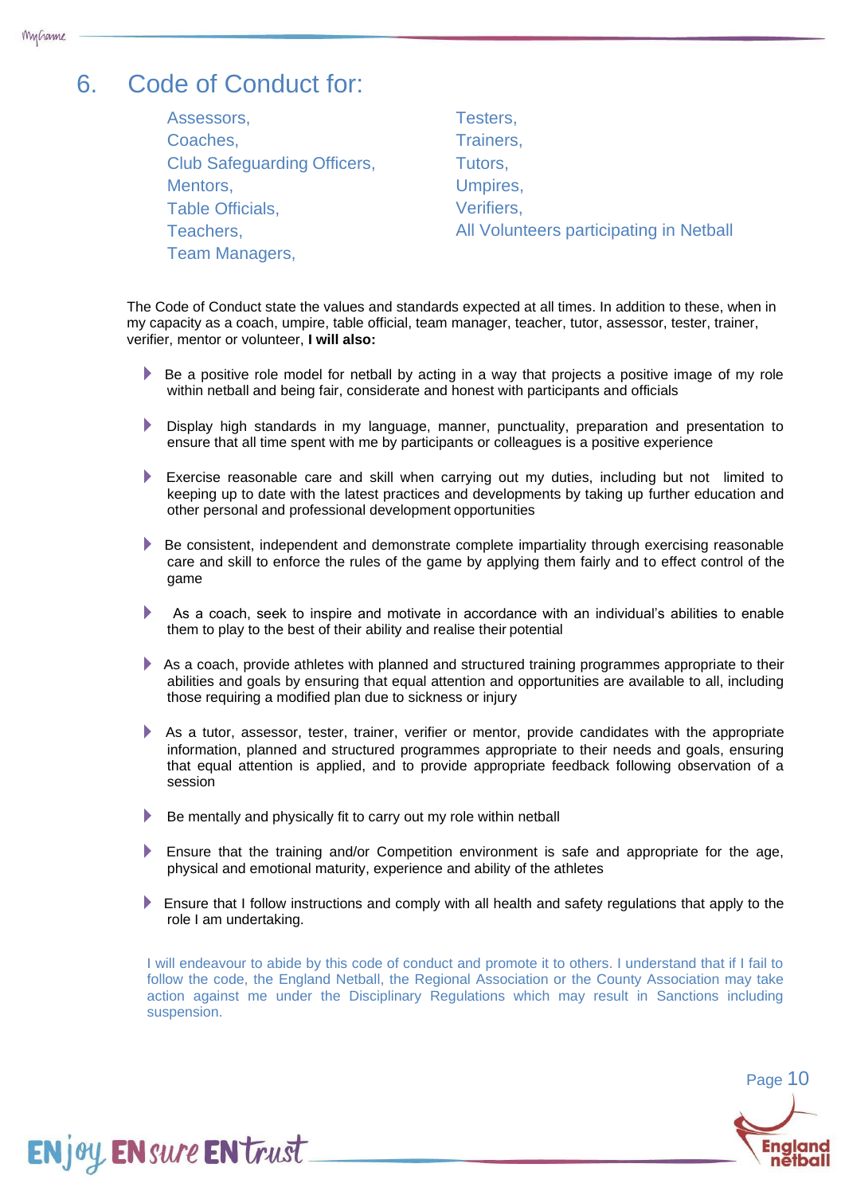## 6. Code of Conduct for:

Assessors,
Coaches,
Club Safeguarding Officers,
Mentors,
Table Officials,
Teachers,
Team Managers,
Testers,
Trainers,
Tutors,
Umpires,
Verifiers,
All Volunteers participating in Netball

The Code of Conduct state the values and standards expected at all times. In addition to these, when in my capacity as a coach, umpire, table official, team manager, teacher, tutor, assessor, tester, trainer, verifier, mentor or volunteer, **I will also:**

- Be a positive role model for netball by acting in a way that projects a positive image of my role within netball and being fair, considerate and honest with participants and officials
- Display high standards in my language, manner, punctuality, preparation and presentation to ensure that all time spent with me by participants or colleagues is a positive experience
- Exercise reasonable care and skill when carrying out my duties, including but not limited to keeping up to date with the latest practices and developments by taking up further education and other personal and professional development opportunities
- Be consistent, independent and demonstrate complete impartiality through exercising reasonable care and skill to enforce the rules of the game by applying them fairly and to effect control of the game
- As a coach, seek to inspire and motivate in accordance with an individual's abilities to enable them to play to the best of their ability and realise their potential
- As a coach, provide athletes with planned and structured training programmes appropriate to their abilities and goals by ensuring that equal attention and opportunities are available to all, including those requiring a modified plan due to sickness or injury
- As a tutor, assessor, tester, trainer, verifier or mentor, provide candidates with the appropriate information, planned and structured programmes appropriate to their needs and goals, ensuring that equal attention is applied, and to provide appropriate feedback following observation of a session
- Be mentally and physically fit to carry out my role within netball
- Ensure that the training and/or Competition environment is safe and appropriate for the age, physical and emotional maturity, experience and ability of the athletes
- Ensure that I follow instructions and comply with all health and safety regulations that apply to the role I am undertaking.

I will endeavour to abide by this code of conduct and promote it to others. I understand that if I fail to follow the code, the England Netball, the Regional Association or the County Association may take action against me under the Disciplinary Regulations which may result in Sanctions including suspension.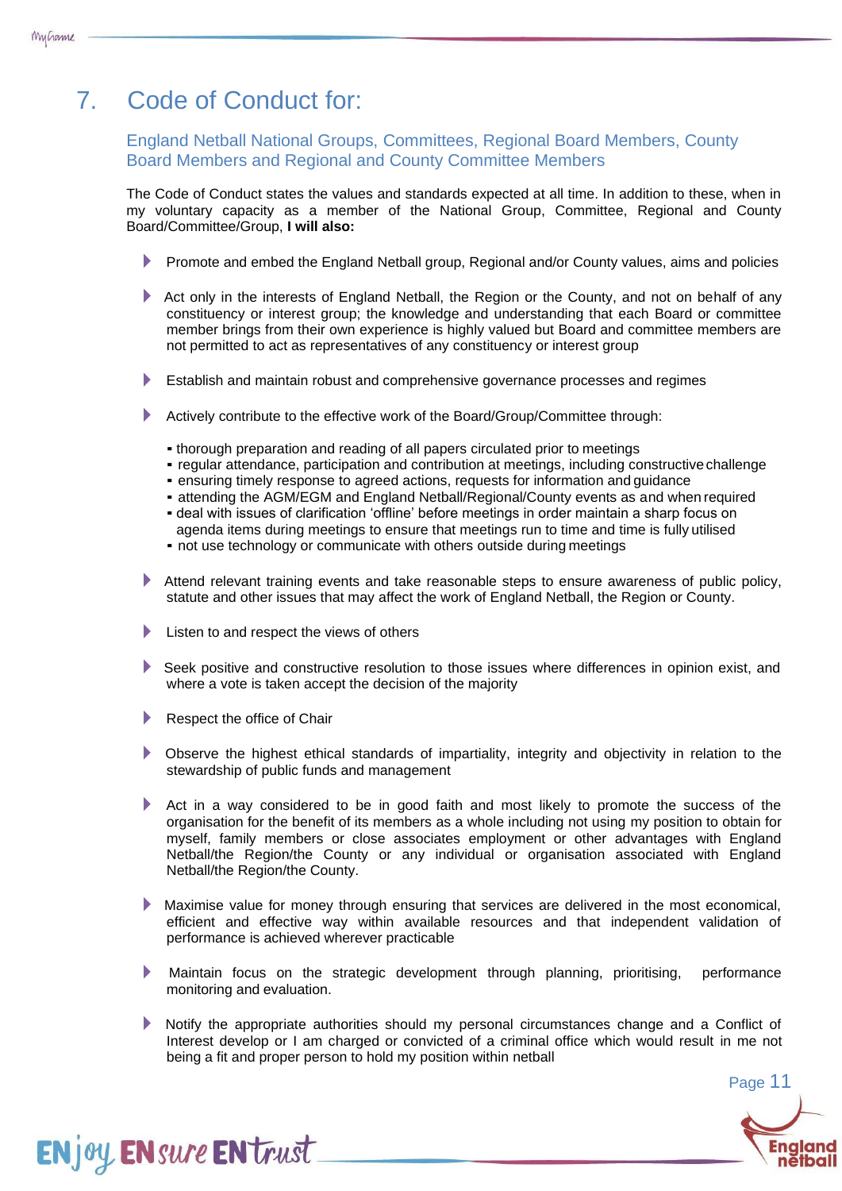# 7. Code of Conduct for:

## England Netball National Groups, Committees, Regional Board Members, County Board Members and Regional and County Committee Members

The Code of Conduct states the values and standards expected at all time. In addition to these, when in my voluntary capacity as a member of the National Group, Committee, Regional and County Board/Committee/Group, **I will also:**

- Promote and embed the England Netball group, Regional and/or County values, aims and policies
- Act only in the interests of England Netball, the Region or the County, and not on behalf of any constituency or interest group; the knowledge and understanding that each Board or committee member brings from their own experience is highly valued but Board and committee members are not permitted to act as representatives of any constituency or interest group
- Establish and maintain robust and comprehensive governance processes and regimes
- Actively contribute to the effective work of the Board/Group/Committee through:
  - thorough preparation and reading of all papers circulated prior to meetings
  - regular attendance, participation and contribution at meetings, including constructive challenge
  - ensuring timely response to agreed actions, requests for information and guidance
  - attending the AGM/EGM and England Netball/Regional/County events as and when required
  - deal with issues of clarification 'offline' before meetings in order maintain a sharp focus on agenda items during meetings to ensure that meetings run to time and time is fully utilised
  - not use technology or communicate with others outside during meetings
- Attend relevant training events and take reasonable steps to ensure awareness of public policy, statute and other issues that may affect the work of England Netball, the Region or County.
- Listen to and respect the views of others
- Seek positive and constructive resolution to those issues where differences in opinion exist, and where a vote is taken accept the decision of the majority
- Respect the office of Chair
- Observe the highest ethical standards of impartiality, integrity and objectivity in relation to the stewardship of public funds and management
- Act in a way considered to be in good faith and most likely to promote the success of the organisation for the benefit of its members as a whole including not using my position to obtain for myself, family members or close associates employment or other advantages with England Netball/the Region/the County or any individual or organisation associated with England Netball/the Region/the County.
- Maximise value for money through ensuring that services are delivered in the most economical, efficient and effective way within available resources and that independent validation of performance is achieved wherever practicable
- Maintain focus on the strategic development through planning, prioritising, performance monitoring and evaluation.
- Notify the appropriate authorities should my personal circumstances change and a Conflict of Interest develop or I am charged or convicted of a criminal office which would result in me not being a fit and proper person to hold my position within netball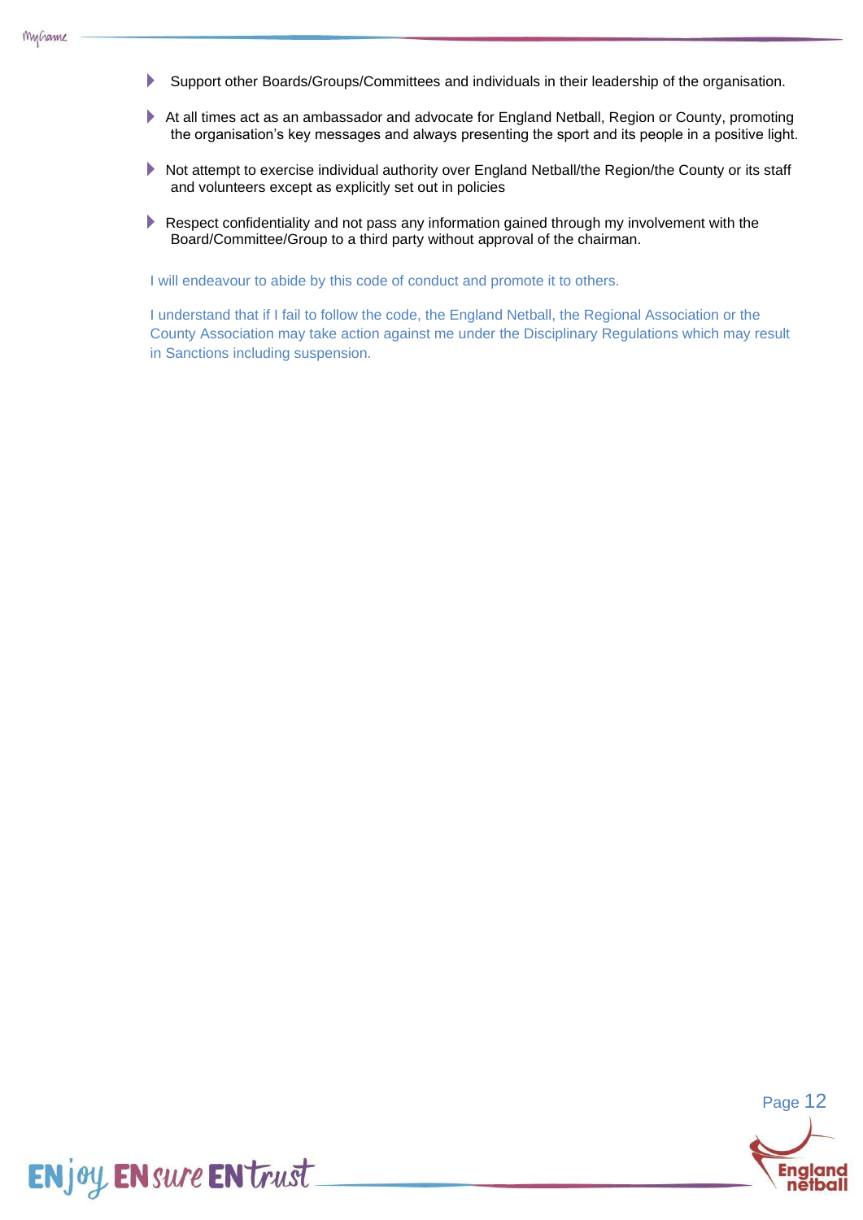- Support other Boards/Groups/Committees and individuals in their leadership of the organisation.
- At all times act as an ambassador and advocate for England Netball, Region or County, promoting the organisation's key messages and always presenting the sport and its people in a positive light.
- Not attempt to exercise individual authority over England Netball/the Region/the County or its staff and volunteers except as explicitly set out in policies
- Respect confidentiality and not pass any information gained through my involvement with the Board/Committee/Group to a third party without approval of the chairman.

I will endeavour to abide by this code of conduct and promote it to others.

I understand that if I fail to follow the code, the England Netball, the Regional Association or the County Association may take action against me under the Disciplinary Regulations which may result in Sanctions including suspension.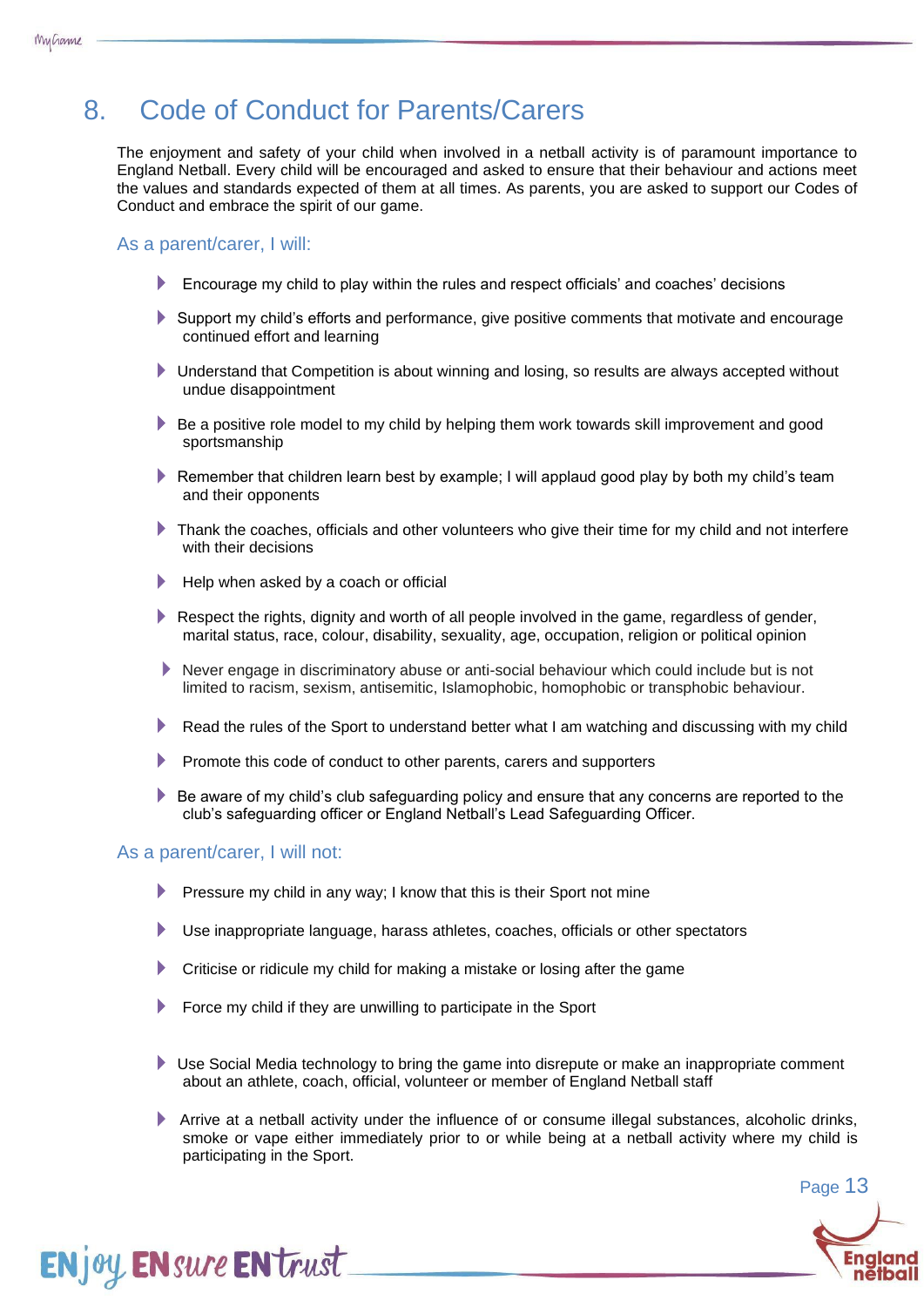# 8. Code of Conduct for Parents/Carers

The enjoyment and safety of your child when involved in a netball activity is of paramount importance to England Netball. Every child will be encouraged and asked to ensure that their behaviour and actions meet the values and standards expected of them at all times. As parents, you are asked to support our Codes of Conduct and embrace the spirit of our game.

## As a parent/carer, I will:

- Encourage my child to play within the rules and respect officials' and coaches' decisions
- Support my child's efforts and performance, give positive comments that motivate and encourage continued effort and learning
- Understand that Competition is about winning and losing, so results are always accepted without undue disappointment
- Be a positive role model to my child by helping them work towards skill improvement and good sportsmanship
- Remember that children learn best by example; I will applaud good play by both my child's team and their opponents
- Thank the coaches, officials and other volunteers who give their time for my child and not interfere with their decisions
- Help when asked by a coach or official
- Respect the rights, dignity and worth of all people involved in the game, regardless of gender, marital status, race, colour, disability, sexuality, age, occupation, religion or political opinion
- Never engage in discriminatory abuse or anti-social behaviour which could include but is not limited to racism, sexism, antisemitic, Islamophobic, homophobic or transphobic behaviour.
- Read the rules of the Sport to understand better what I am watching and discussing with my child
- Promote this code of conduct to other parents, carers and supporters
- Be aware of my child's club safeguarding policy and ensure that any concerns are reported to the club's safeguarding officer or England Netball's Lead Safeguarding Officer.

## As a parent/carer, I will not:

- Pressure my child in any way; I know that this is their Sport not mine
- Use inappropriate language, harass athletes, coaches, officials or other spectators
- Criticise or ridicule my child for making a mistake or losing after the game
- Force my child if they are unwilling to participate in the Sport
- Use Social Media technology to bring the game into disrepute or make an inappropriate comment about an athlete, coach, official, volunteer or member of England Netball staff
- Arrive at a netball activity under the influence of or consume illegal substances, alcoholic drinks, smoke or vape either immediately prior to or while being at a netball activity where my child is participating in the Sport.